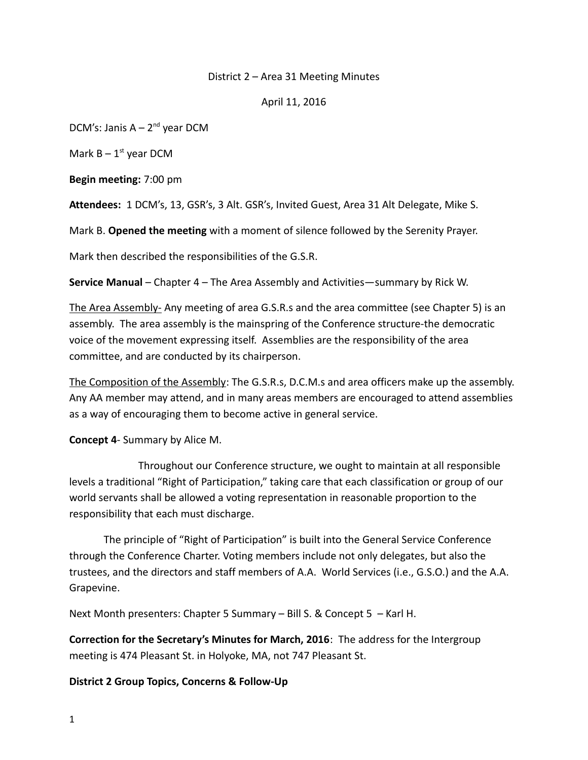District 2 – Area 31 Meeting Minutes

April 11, 2016

DCM's: Janis A – 2nd year DCM

Mark B – 1st year DCM

**Begin meeting:** 7:00 pm

**Attendees:** 1 DCM's, 13, GSR's, 3 Alt. GSR's, Invited Guest, Area 31 Alt Delegate, Mike S.

Mark B. **Opened the meeting** with a moment of silence followed by the Serenity Prayer.

Mark then described the responsibilities of the G.S.R.

**Service Manual** – Chapter 4 – The Area Assembly and Activities—summary by Rick W.

<u>The Area Assembly-</u> Any meeting of area G.S.R.s and the area committee (see Chapter 5) is an assembly. The area assembly is the mainspring of the Conference structure-the democratic voice of the movement expressing itself. Assemblies are the responsibility of the area committee, and are conducted by its chairperson.

<u>The Composition of the Assembly</u>: The G.S.R.s, D.C.M.s and area officers make up the assembly. Any AA member may attend, and in many areas members are encouraged to attend assemblies as a way of encouraging them to become active in general service.

**Concept 4**- Summary by Alice M.

Throughout our Conference structure, we ought to maintain at all responsible levels a traditional "Right of Participation," taking care that each classification or group of our world servants shall be allowed a voting representation in reasonable proportion to the responsibility that each must discharge.

The principle of "Right of Participation" is built into the General Service Conference through the Conference Charter. Voting members include not only delegates, but also the trustees, and the directors and staff members of A.A. World Services (i.e., G.S.O.) and the A.A. Grapevine.

Next Month presenters: Chapter 5 Summary – Bill S. & Concept 5 – Karl H.

**Correction for the Secretary's Minutes for March, 2016**: The address for the Intergroup meeting is 474 Pleasant St. in Holyoke, MA, not 747 Pleasant St.

**District 2 Group Topics, Concerns & Follow-Up**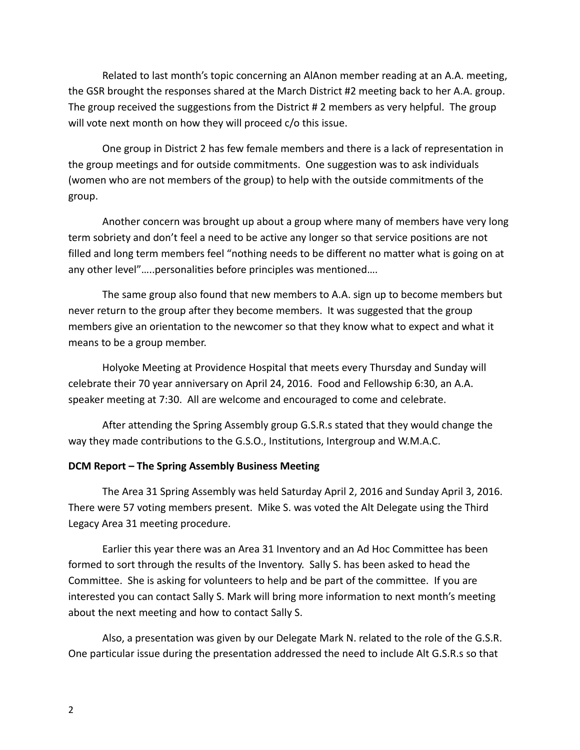Related to last month's topic concerning an AlAnon member reading at an A.A. meeting, the GSR brought the responses shared at the March District #2 meeting back to her A.A. group. The group received the suggestions from the District # 2 members as very helpful. The group will vote next month on how they will proceed c/o this issue.

One group in District 2 has few female members and there is a lack of representation in the group meetings and for outside commitments. One suggestion was to ask individuals (women who are not members of the group) to help with the outside commitments of the group.

Another concern was brought up about a group where many of members have very long term sobriety and don't feel a need to be active any longer so that service positions are not filled and long term members feel "nothing needs to be different no matter what is going on at any other level".....personalities before principles was mentioned….

The same group also found that new members to A.A. sign up to become members but never return to the group after they become members. It was suggested that the group members give an orientation to the newcomer so that they know what to expect and what it means to be a group member.

Holyoke Meeting at Providence Hospital that meets every Thursday and Sunday will celebrate their 70 year anniversary on April 24, 2016. Food and Fellowship 6:30, an A.A. speaker meeting at 7:30. All are welcome and encouraged to come and celebrate.

After attending the Spring Assembly group G.S.R.s stated that they would change the way they made contributions to the G.S.O., Institutions, Intergroup and W.M.A.C.

**DCM Report – The Spring Assembly Business Meeting**

The Area 31 Spring Assembly was held Saturday April 2, 2016 and Sunday April 3, 2016. There were 57 voting members present. Mike S. was voted the Alt Delegate using the Third Legacy Area 31 meeting procedure.

Earlier this year there was an Area 31 Inventory and an Ad Hoc Committee has been formed to sort through the results of the Inventory. Sally S. has been asked to head the Committee. She is asking for volunteers to help and be part of the committee. If you are interested you can contact Sally S. Mark will bring more information to next month's meeting about the next meeting and how to contact Sally S.

Also, a presentation was given by our Delegate Mark N. related to the role of the G.S.R. One particular issue during the presentation addressed the need to include Alt G.S.R.s so that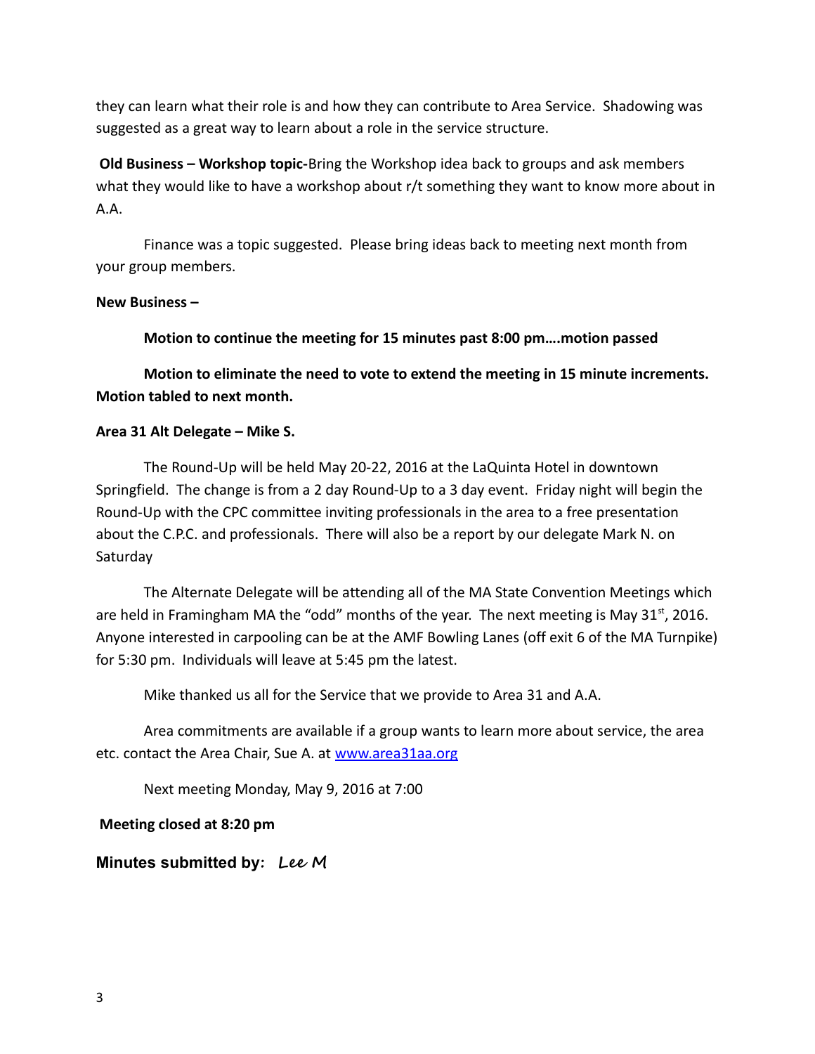they can learn what their role is and how they can contribute to Area Service. Shadowing was suggested as a great way to learn about a role in the service structure.

**Old Business – Workshop topic-**Bring the Workshop idea back to groups and ask members what they would like to have a workshop about r/t something they want to know more about in A.A.

Finance was a topic suggested. Please bring ideas back to meeting next month from your group members.

**New Business –**

**Motion to continue the meeting for 15 minutes past 8:00 pm….motion passed**

**Motion to eliminate the need to vote to extend the meeting in 15 minute increments. Motion tabled to next month.**

**Area 31 Alt Delegate – Mike S.**

The Round-Up will be held May 20-22, 2016 at the LaQuinta Hotel in downtown Springfield. The change is from a 2 day Round-Up to a 3 day event. Friday night will begin the Round-Up with the CPC committee inviting professionals in the area to a free presentation about the C.P.C. and professionals. There will also be a report by our delegate Mark N. on Saturday

The Alternate Delegate will be attending all of the MA State Convention Meetings which are held in Framingham MA the "odd" months of the year. The next meeting is May 31st, 2016. Anyone interested in carpooling can be at the AMF Bowling Lanes (off exit 6 of the MA Turnpike) for 5:30 pm. Individuals will leave at 5:45 pm the latest.

Mike thanked us all for the Service that we provide to Area 31 and A.A.

Area commitments are available if a group wants to learn more about service, the area etc. contact the Area Chair, Sue A. at www.area31aa.org

Next meeting Monday, May 9, 2016 at 7:00

**Meeting closed at 8:20 pm**

**Minutes submitted by:** *Lee M*